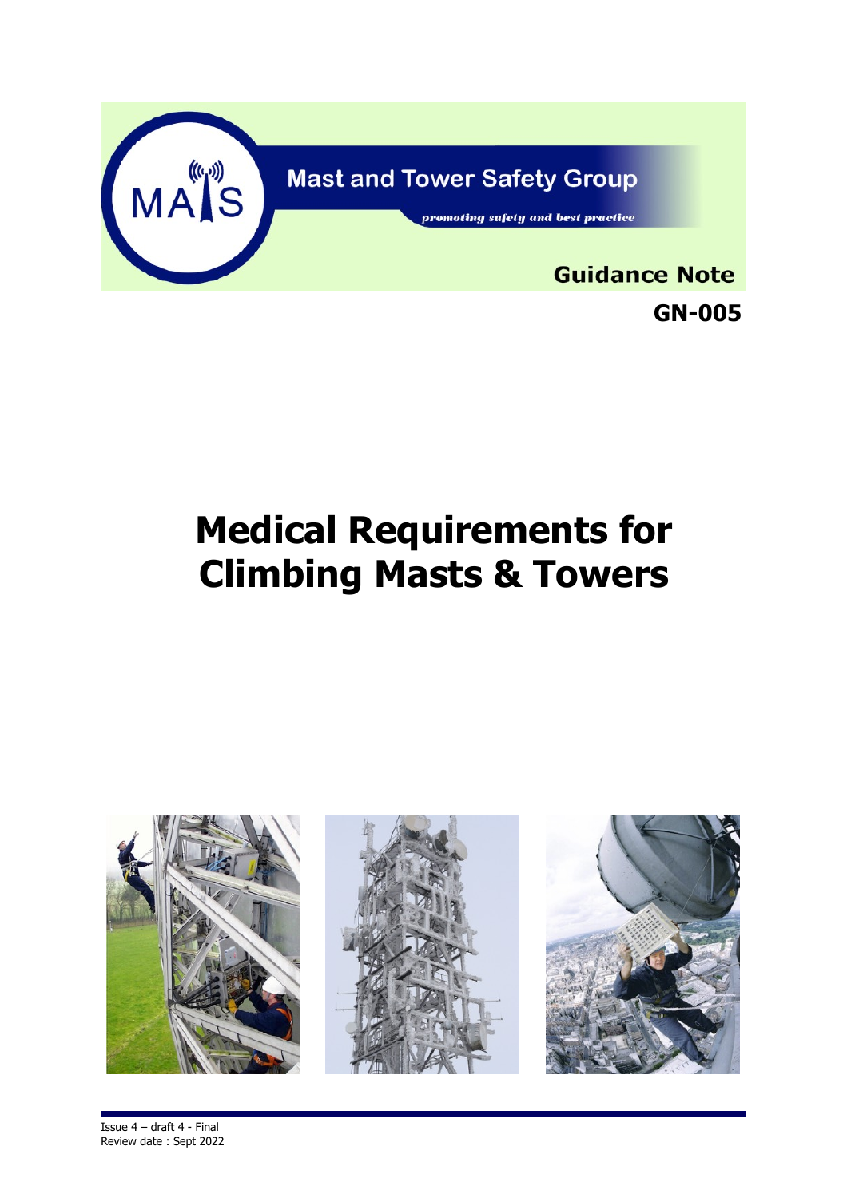Mast and Tower Safety Group

*promoting safety and best practice*

**Guidance Note**

**GN-005**

# Medical Requirements for Climbing Masts & Towers

Issue 4 – draft 4 - Final
Review date : Sept 2022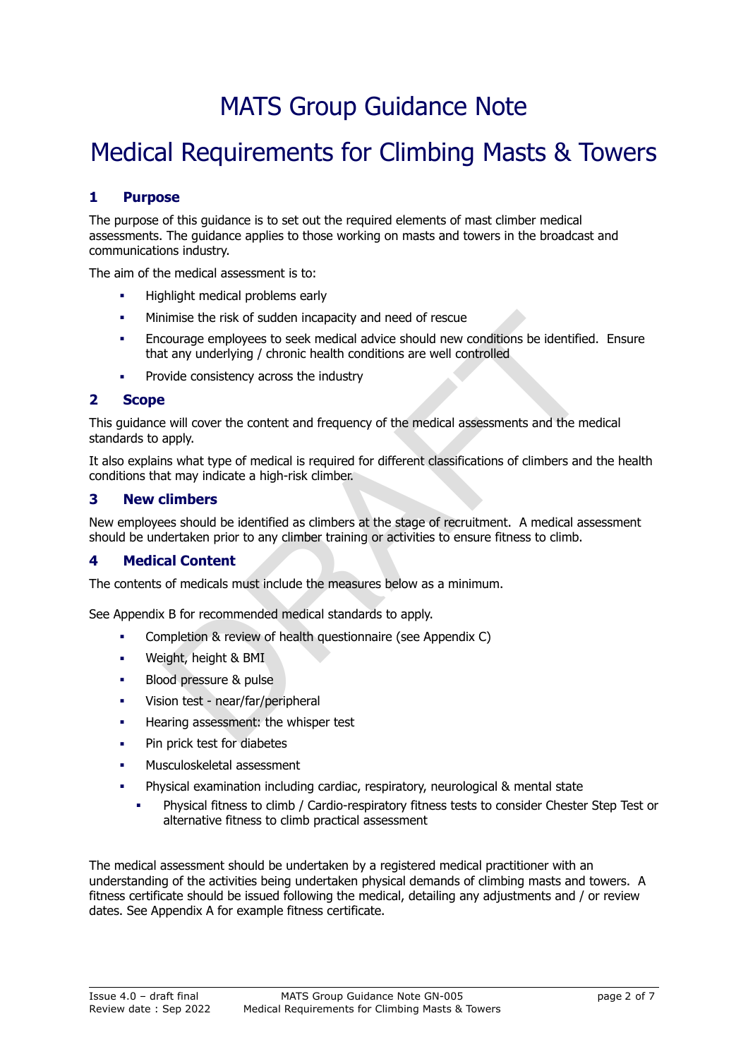# MATS Group Guidance Note

# Medical Requirements for Climbing Masts & Towers

## 1 Purpose

The purpose of this guidance is to set out the required elements of mast climber medical assessments. The guidance applies to those working on masts and towers in the broadcast and communications industry.

The aim of the medical assessment is to:

- Highlight medical problems early
- Minimise the risk of sudden incapacity and need of rescue
- Encourage employees to seek medical advice should new conditions be identified. Ensure that any underlying / chronic health conditions are well controlled
- Provide consistency across the industry

## 2 Scope

This guidance will cover the content and frequency of the medical assessments and the medical standards to apply.

It also explains what type of medical is required for different classifications of climbers and the health conditions that may indicate a high-risk climber.

## 3 New climbers

New employees should be identified as climbers at the stage of recruitment. A medical assessment should be undertaken prior to any climber training or activities to ensure fitness to climb.

## 4 Medical Content

The contents of medicals must include the measures below as a minimum.

See Appendix B for recommended medical standards to apply.

- Completion & review of health questionnaire (see Appendix C)
- Weight, height & BMI
- Blood pressure & pulse
- Vision test - near/far/peripheral
- Hearing assessment: the whisper test
- Pin prick test for diabetes
- Musculoskeletal assessment
- Physical examination including cardiac, respiratory, neurological & mental state
  - Physical fitness to climb / Cardio-respiratory fitness tests to consider Chester Step Test or alternative fitness to climb practical assessment

The medical assessment should be undertaken by a registered medical practitioner with an understanding of the activities being undertaken physical demands of climbing masts and towers. A fitness certificate should be issued following the medical, detailing any adjustments and / or review dates. See Appendix A for example fitness certificate.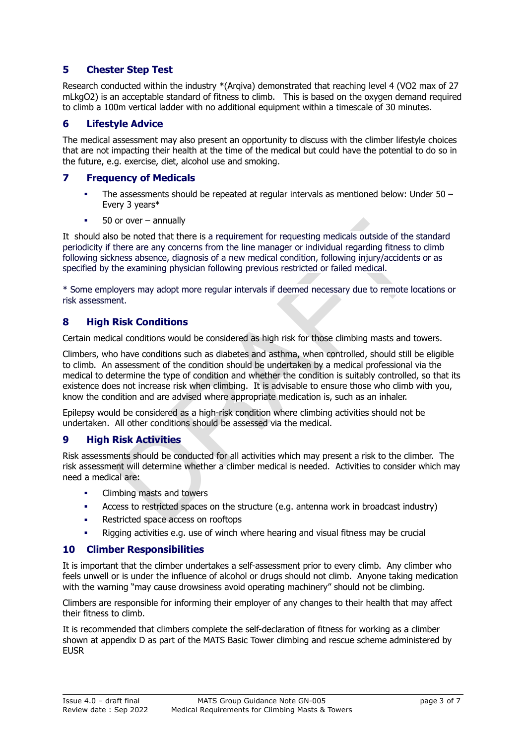## 5 Chester Step Test

Research conducted within the industry *(Arqiva) demonstrated that reaching level 4 (VO2 max of 27 mLkgO2) is an acceptable standard of fitness to climb. This is based on the oxygen demand required to climb a 100m vertical ladder with no additional equipment within a timescale of 30 minutes.

## 6 Lifestyle Advice

The medical assessment may also present an opportunity to discuss with the climber lifestyle choices that are not impacting their health at the time of the medical but could have the potential to do so in the future, e.g. exercise, diet, alcohol use and smoking.

## 7 Frequency of Medicals

- The assessments should be repeated at regular intervals as mentioned below: Under 50 – Every 3 years*
- 50 or over – annually

It should also be noted that there is a requirement for requesting medicals outside of the standard periodicity if there are any concerns from the line manager or individual regarding fitness to climb following sickness absence, diagnosis of a new medical condition, following injury/accidents or as specified by the examining physician following previous restricted or failed medical.

* Some employers may adopt more regular intervals if deemed necessary due to remote locations or risk assessment.

## 8 High Risk Conditions

Certain medical conditions would be considered as high risk for those climbing masts and towers.

Climbers, who have conditions such as diabetes and asthma, when controlled, should still be eligible to climb. An assessment of the condition should be undertaken by a medical professional via the medical to determine the type of condition and whether the condition is suitably controlled, so that its existence does not increase risk when climbing. It is advisable to ensure those who climb with you, know the condition and are advised where appropriate medication is, such as an inhaler.

Epilepsy would be considered as a high-risk condition where climbing activities should not be undertaken. All other conditions should be assessed via the medical.

## 9 High Risk Activities

Risk assessments should be conducted for all activities which may present a risk to the climber. The risk assessment will determine whether a climber medical is needed. Activities to consider which may need a medical are:

- Climbing masts and towers
- Access to restricted spaces on the structure (e.g. antenna work in broadcast industry)
- Restricted space access on rooftops
- Rigging activities e.g. use of winch where hearing and visual fitness may be crucial

## 10 Climber Responsibilities

It is important that the climber undertakes a self-assessment prior to every climb. Any climber who feels unwell or is under the influence of alcohol or drugs should not climb. Anyone taking medication with the warning "may cause drowsiness avoid operating machinery" should not be climbing.

Climbers are responsible for informing their employer of any changes to their health that may affect their fitness to climb.

It is recommended that climbers complete the self-declaration of fitness for working as a climber shown at appendix D as part of the MATS Basic Tower climbing and rescue scheme administered by EUSR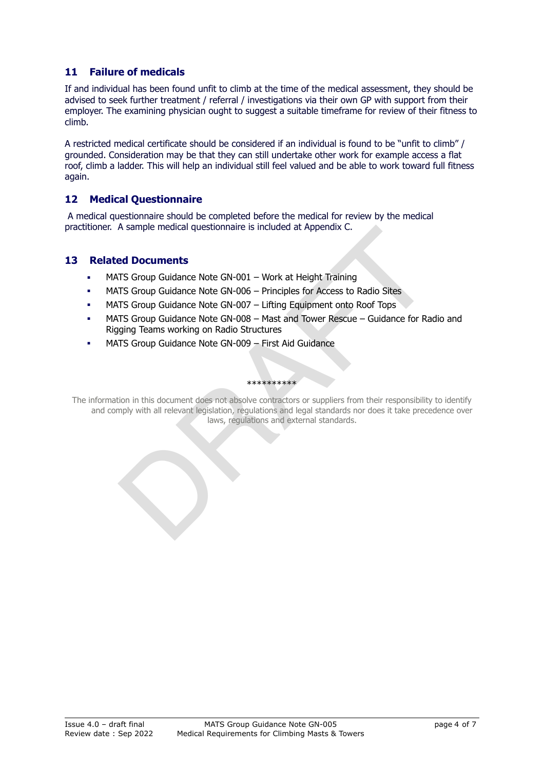## 11 Failure of medicals

If and individual has been found unfit to climb at the time of the medical assessment, they should be advised to seek further treatment / referral / investigations via their own GP with support from their employer. The examining physician ought to suggest a suitable timeframe for review of their fitness to climb.

A restricted medical certificate should be considered if an individual is found to be "unfit to climb" / grounded. Consideration may be that they can still undertake other work for example access a flat roof, climb a ladder. This will help an individual still feel valued and be able to work toward full fitness again.

## 12 Medical Questionnaire

A medical questionnaire should be completed before the medical for review by the medical practitioner. A sample medical questionnaire is included at Appendix C.

## 13 Related Documents

- MATS Group Guidance Note GN-001 – Work at Height Training
- MATS Group Guidance Note GN-006 – Principles for Access to Radio Sites
- MATS Group Guidance Note GN-007 – Lifting Equipment onto Roof Tops
- MATS Group Guidance Note GN-008 – Mast and Tower Rescue – Guidance for Radio and Rigging Teams working on Radio Structures
- MATS Group Guidance Note GN-009 – First Aid Guidance

**********

The information in this document does not absolve contractors or suppliers from their responsibility to identify and comply with all relevant legislation, regulations and legal standards nor does it take precedence over laws, regulations and external standards.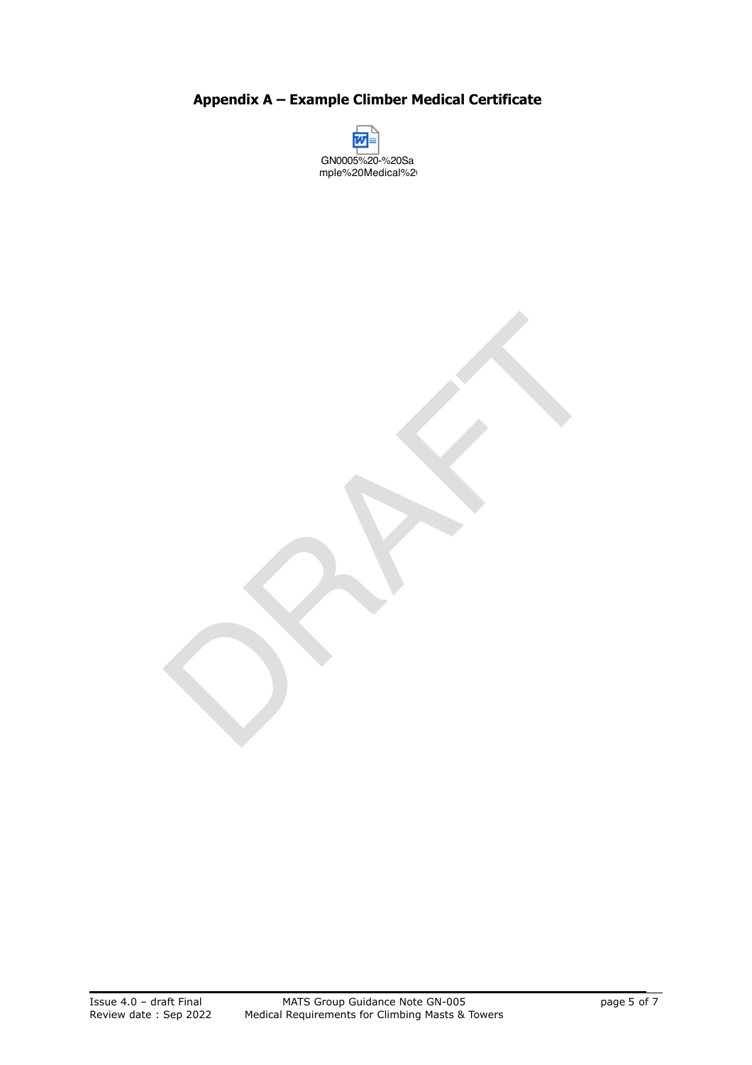## Appendix A – Example Climber Medical Certificate

GN0005%20-%20Sample%20Medical%2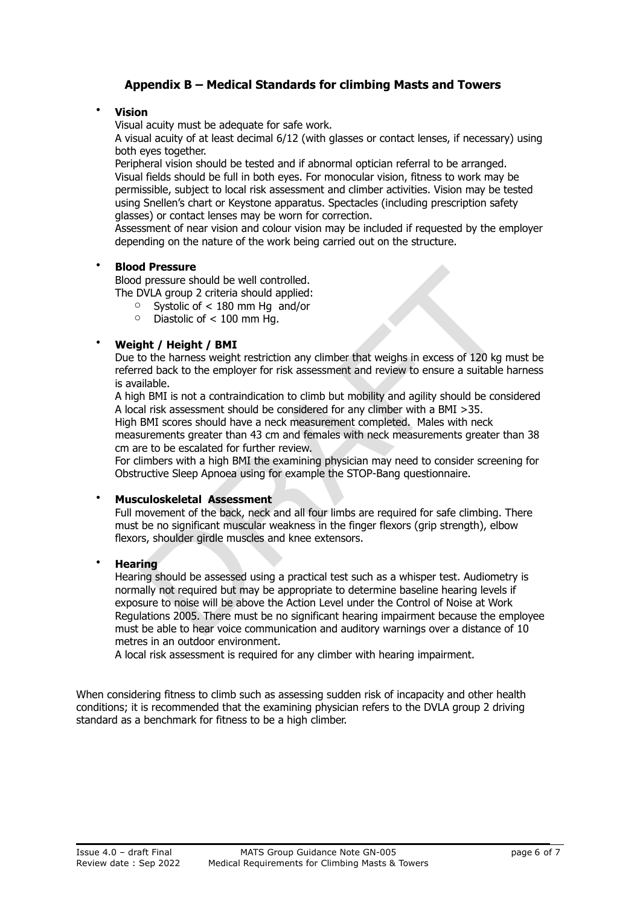## Appendix B – Medical Standards for climbing Masts and Towers

- **Vision**
  Visual acuity must be adequate for safe work.
  A visual acuity of at least decimal 6/12 (with glasses or contact lenses, if necessary) using both eyes together.
  Peripheral vision should be tested and if abnormal optician referral to be arranged.
  Visual fields should be full in both eyes. For monocular vision, fitness to work may be permissible, subject to local risk assessment and climber activities. Vision may be tested using Snellen's chart or Keystone apparatus. Spectacles (including prescription safety glasses) or contact lenses may be worn for correction.
  Assessment of near vision and colour vision may be included if requested by the employer depending on the nature of the work being carried out on the structure.

- **Blood Pressure**
  Blood pressure should be well controlled.
  The DVLA group 2 criteria should applied:
  - Systolic of < 180 mm Hg and/or
  - Diastolic of < 100 mm Hg.

- **Weight / Height / BMI**
  Due to the harness weight restriction any climber that weighs in excess of 120 kg must be referred back to the employer for risk assessment and review to ensure a suitable harness is available.
  A high BMI is not a contraindication to climb but mobility and agility should be considered A local risk assessment should be considered for any climber with a BMI >35.
  High BMI scores should have a neck measurement completed. Males with neck measurements greater than 43 cm and females with neck measurements greater than 38 cm are to be escalated for further review.
  For climbers with a high BMI the examining physician may need to consider screening for Obstructive Sleep Apnoea using for example the STOP-Bang questionnaire.

- **Musculoskeletal Assessment**
  Full movement of the back, neck and all four limbs are required for safe climbing. There must be no significant muscular weakness in the finger flexors (grip strength), elbow flexors, shoulder girdle muscles and knee extensors.

- **Hearing**
  Hearing should be assessed using a practical test such as a whisper test. Audiometry is normally not required but may be appropriate to determine baseline hearing levels if exposure to noise will be above the Action Level under the Control of Noise at Work Regulations 2005. There must be no significant hearing impairment because the employee must be able to hear voice communication and auditory warnings over a distance of 10 metres in an outdoor environment.
  A local risk assessment is required for any climber with hearing impairment.

When considering fitness to climb such as assessing sudden risk of incapacity and other health conditions; it is recommended that the examining physician refers to the DVLA group 2 driving standard as a benchmark for fitness to be a high climber.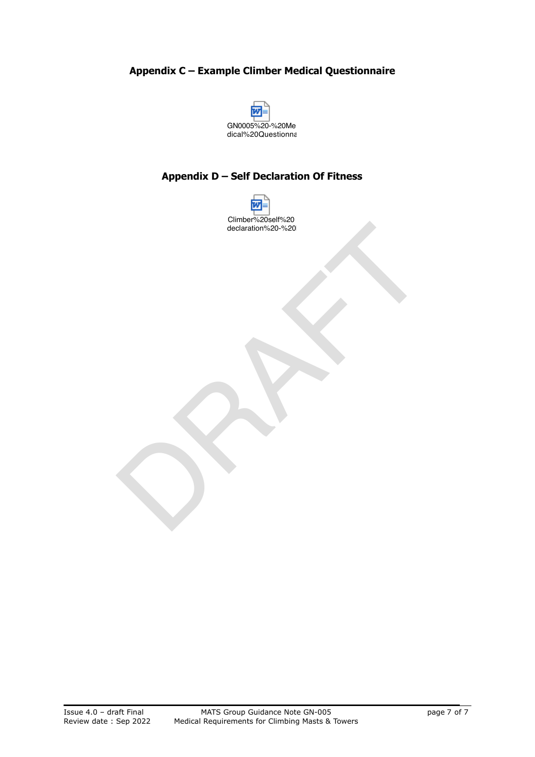## Appendix C – Example Climber Medical Questionnaire

GN0005%20-%20Medical%20Questionna

## Appendix D – Self Declaration Of Fitness

Climber%20self%20declaration%20-%20